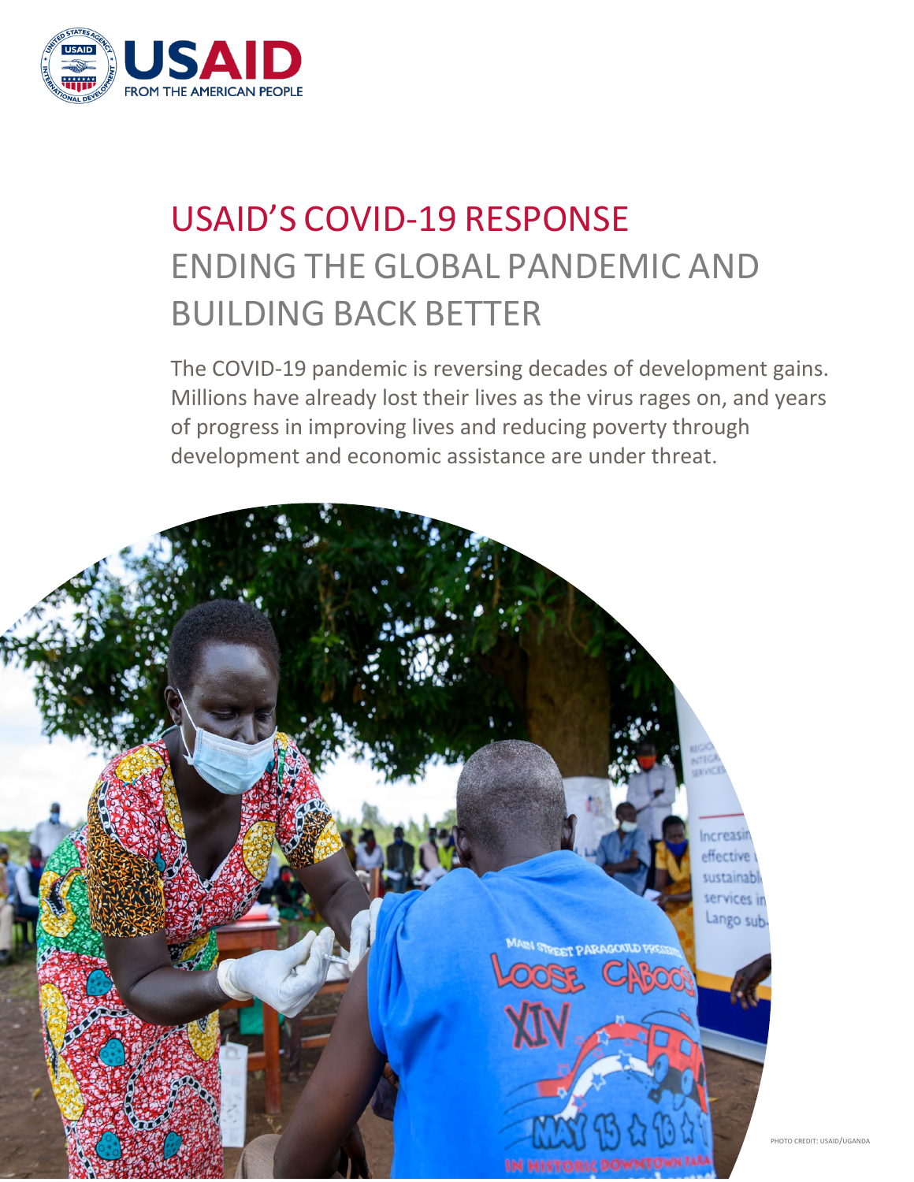# USAID'S COVID-19 RESPONSE

## ENDING THE GLOBAL PANDEMIC AND BUILDING BACK BETTER

The COVID-19 pandemic is reversing decades of development gains. Millions have already lost their lives as the virus rages on, and years of progress in improving lives and reducing poverty through development and economic assistance are under threat.

PHOTO CREDIT: USAID/UGANDA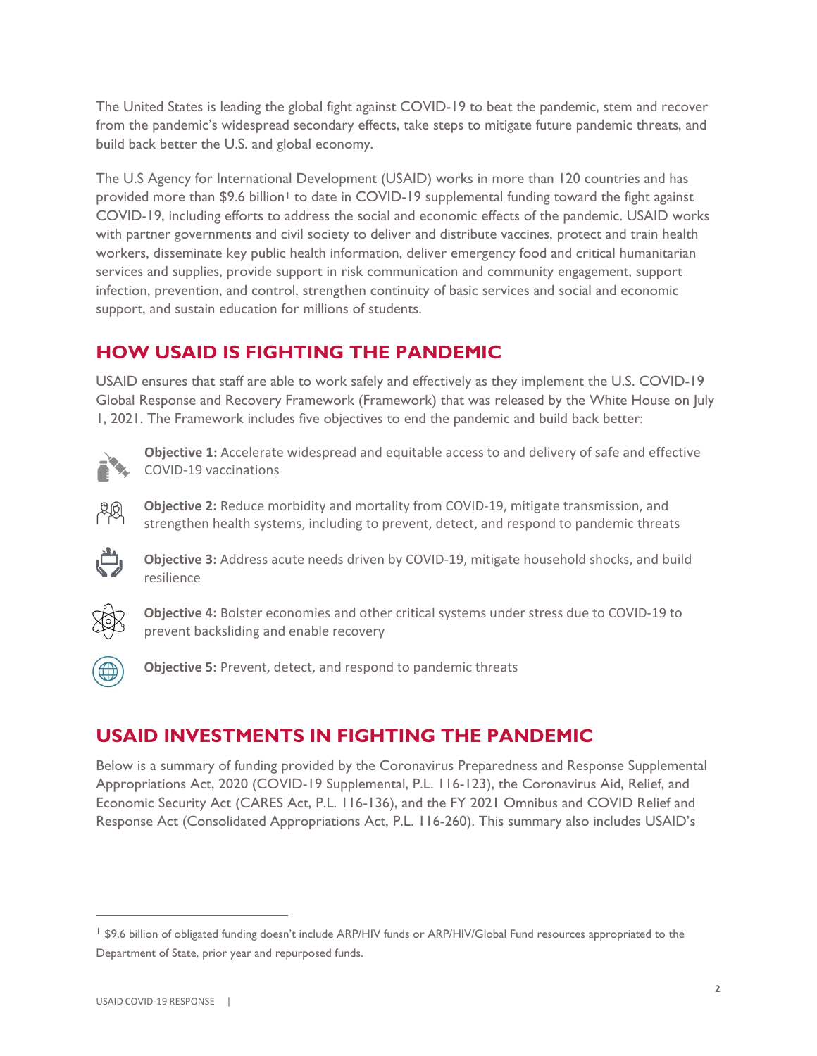The United States is leading the global fight against COVID-19 to beat the pandemic, stem and recover from the pandemic's widespread secondary effects, take steps to mitigate future pandemic threats, and build back better the U.S. and global economy.

The U.S Agency for International Development (USAID) works in more than 120 countries and has provided more than $9.6 billion[1] to date in COVID-19 supplemental funding toward the fight against COVID-19, including efforts to address the social and economic effects of the pandemic. USAID works with partner governments and civil society to deliver and distribute vaccines, protect and train health workers, disseminate key public health information, deliver emergency food and critical humanitarian services and supplies, provide support in risk communication and community engagement, support infection, prevention, and control, strengthen continuity of basic services and social and economic support, and sustain education for millions of students.

## HOW USAID IS FIGHTING THE PANDEMIC

USAID ensures that staff are able to work safely and effectively as they implement the U.S. COVID-19 Global Response and Recovery Framework (Framework) that was released by the White House on July 1, 2021. The Framework includes five objectives to end the pandemic and build back better:

**Objective 1:** Accelerate widespread and equitable access to and delivery of safe and effective COVID-19 vaccinations

**Objective 2:** Reduce morbidity and mortality from COVID-19, mitigate transmission, and strengthen health systems, including to prevent, detect, and respond to pandemic threats

**Objective 3:** Address acute needs driven by COVID-19, mitigate household shocks, and build resilience

**Objective 4:** Bolster economies and other critical systems under stress due to COVID-19 to prevent backsliding and enable recovery

**Objective 5:** Prevent, detect, and respond to pandemic threats

## USAID INVESTMENTS IN FIGHTING THE PANDEMIC

Below is a summary of funding provided by the Coronavirus Preparedness and Response Supplemental Appropriations Act, 2020 (COVID-19 Supplemental, P.L. 116-123), the Coronavirus Aid, Relief, and Economic Security Act (CARES Act, P.L. 116-136), and the FY 2021 Omnibus and COVID Relief and Response Act (Consolidated Appropriations Act, P.L. 116-260). This summary also includes USAID's

[1] $9.6 billion of obligated funding doesn't include ARP/HIV funds or ARP/HIV/Global Fund resources appropriated to the Department of State, prior year and repurposed funds.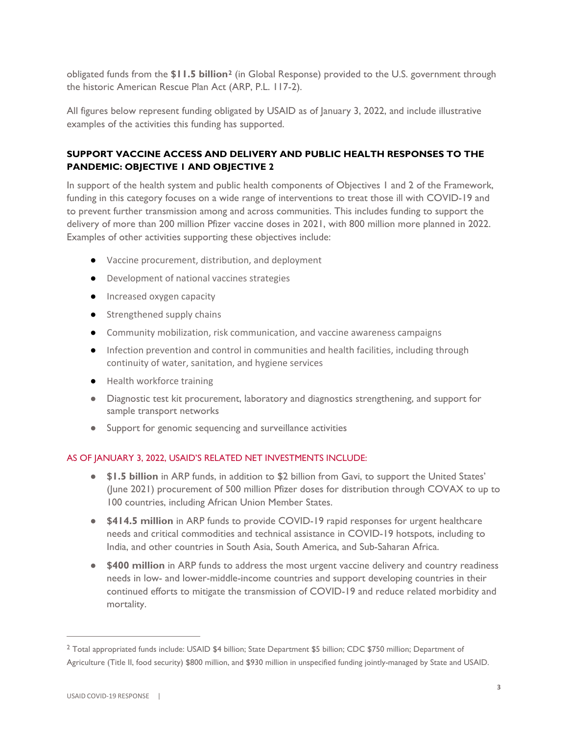obligated funds from the **$11.5 billion**[2] (in Global Response) provided to the U.S. government through the historic American Rescue Plan Act (ARP, P.L. 117-2).

All figures below represent funding obligated by USAID as of January 3, 2022, and include illustrative examples of the activities this funding has supported.

### SUPPORT VACCINE ACCESS AND DELIVERY AND PUBLIC HEALTH RESPONSES TO THE PANDEMIC: OBJECTIVE 1 AND OBJECTIVE 2

In support of the health system and public health components of Objectives 1 and 2 of the Framework, funding in this category focuses on a wide range of interventions to treat those ill with COVID-19 and to prevent further transmission among and across communities. This includes funding to support the delivery of more than 200 million Pfizer vaccine doses in 2021, with 800 million more planned in 2022. Examples of other activities supporting these objectives include:

- Vaccine procurement, distribution, and deployment
- Development of national vaccines strategies
- Increased oxygen capacity
- Strengthened supply chains
- Community mobilization, risk communication, and vaccine awareness campaigns
- Infection prevention and control in communities and health facilities, including through continuity of water, sanitation, and hygiene services
- Health workforce training
- Diagnostic test kit procurement, laboratory and diagnostics strengthening, and support for sample transport networks
- Support for genomic sequencing and surveillance activities

AS OF JANUARY 3, 2022, USAID'S RELATED NET INVESTMENTS INCLUDE:

- **$1.5 billion** in ARP funds, in addition to $2 billion from Gavi, to support the United States' (June 2021) procurement of 500 million Pfizer doses for distribution through COVAX to up to 100 countries, including African Union Member States.
- **$414.5 million** in ARP funds to provide COVID-19 rapid responses for urgent healthcare needs and critical commodities and technical assistance in COVID-19 hotspots, including to India, and other countries in South Asia, South America, and Sub-Saharan Africa.
- **$400 million** in ARP funds to address the most urgent vaccine delivery and country readiness needs in low- and lower-middle-income countries and support developing countries in their continued efforts to mitigate the transmission of COVID-19 and reduce related morbidity and mortality.

---

[2] Total appropriated funds include: USAID $4 billion; State Department $5 billion; CDC $750 million; Department of Agriculture (Title II, food security) $800 million, and $930 million in unspecified funding jointly-managed by State and USAID.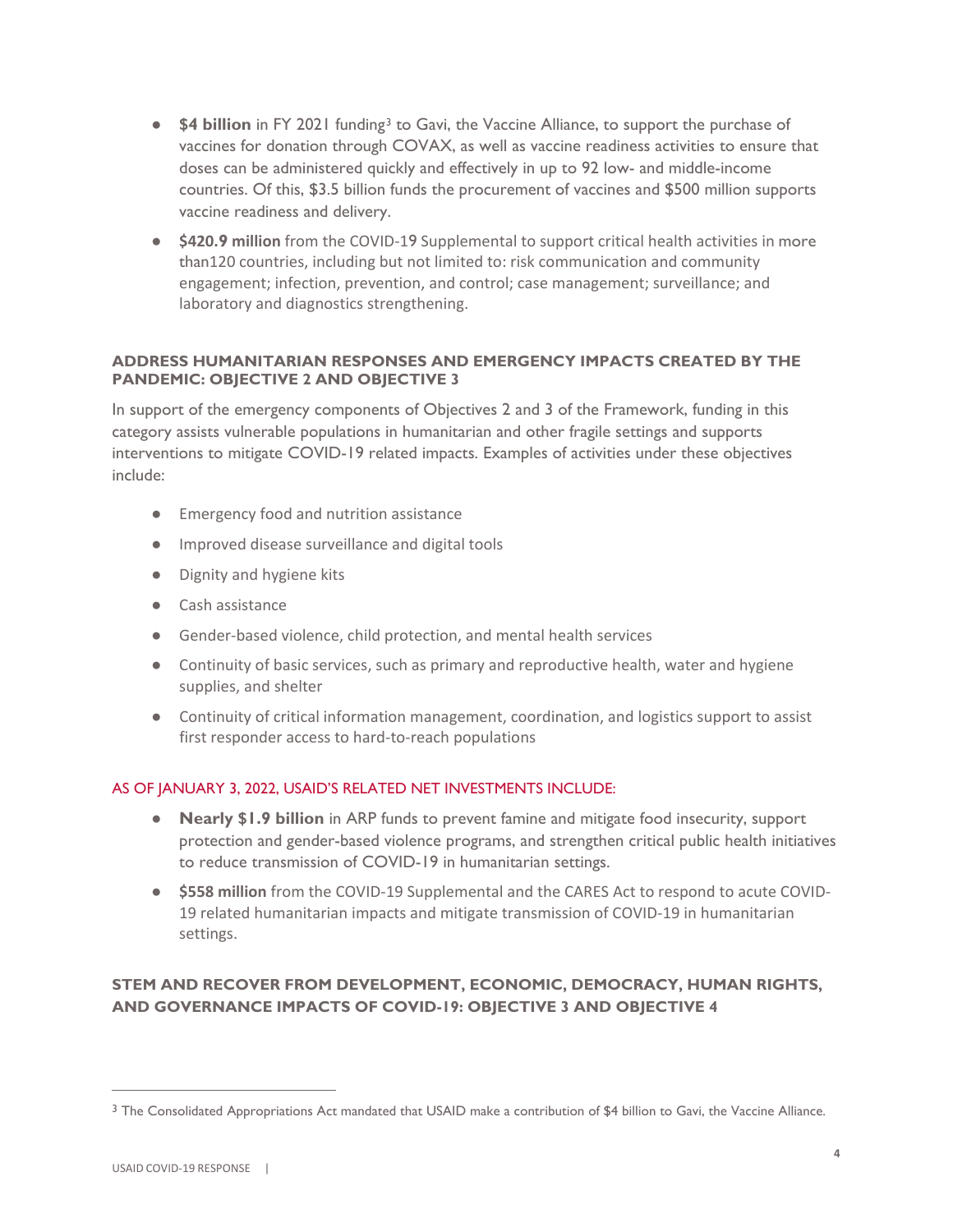- **$4 billion** in FY 2021 funding[3] to Gavi, the Vaccine Alliance, to support the purchase of vaccines for donation through COVAX, as well as vaccine readiness activities to ensure that doses can be administered quickly and effectively in up to 92 low- and middle-income countries. Of this, $3.5 billion funds the procurement of vaccines and $500 million supports vaccine readiness and delivery.
- **$420.9 million** from the COVID-19 Supplemental to support critical health activities in more than120 countries, including but not limited to: risk communication and community engagement; infection, prevention, and control; case management; surveillance; and laboratory and diagnostics strengthening.

### ADDRESS HUMANITARIAN RESPONSES AND EMERGENCY IMPACTS CREATED BY THE PANDEMIC: OBJECTIVE 2 AND OBJECTIVE 3

In support of the emergency components of Objectives 2 and 3 of the Framework, funding in this category assists vulnerable populations in humanitarian and other fragile settings and supports interventions to mitigate COVID-19 related impacts. Examples of activities under these objectives include:

- Emergency food and nutrition assistance
- Improved disease surveillance and digital tools
- Dignity and hygiene kits
- Cash assistance
- Gender-based violence, child protection, and mental health services
- Continuity of basic services, such as primary and reproductive health, water and hygiene supplies, and shelter
- Continuity of critical information management, coordination, and logistics support to assist first responder access to hard-to-reach populations

AS OF JANUARY 3, 2022, USAID'S RELATED NET INVESTMENTS INCLUDE:

- **Nearly $1.9 billion** in ARP funds to prevent famine and mitigate food insecurity, support protection and gender-based violence programs, and strengthen critical public health initiatives to reduce transmission of COVID-19 in humanitarian settings.
- **$558 million** from the COVID-19 Supplemental and the CARES Act to respond to acute COVID-19 related humanitarian impacts and mitigate transmission of COVID-19 in humanitarian settings.

### STEM AND RECOVER FROM DEVELOPMENT, ECONOMIC, DEMOCRACY, HUMAN RIGHTS, AND GOVERNANCE IMPACTS OF COVID-19: OBJECTIVE 3 AND OBJECTIVE 4

[3] The Consolidated Appropriations Act mandated that USAID make a contribution of $4 billion to Gavi, the Vaccine Alliance.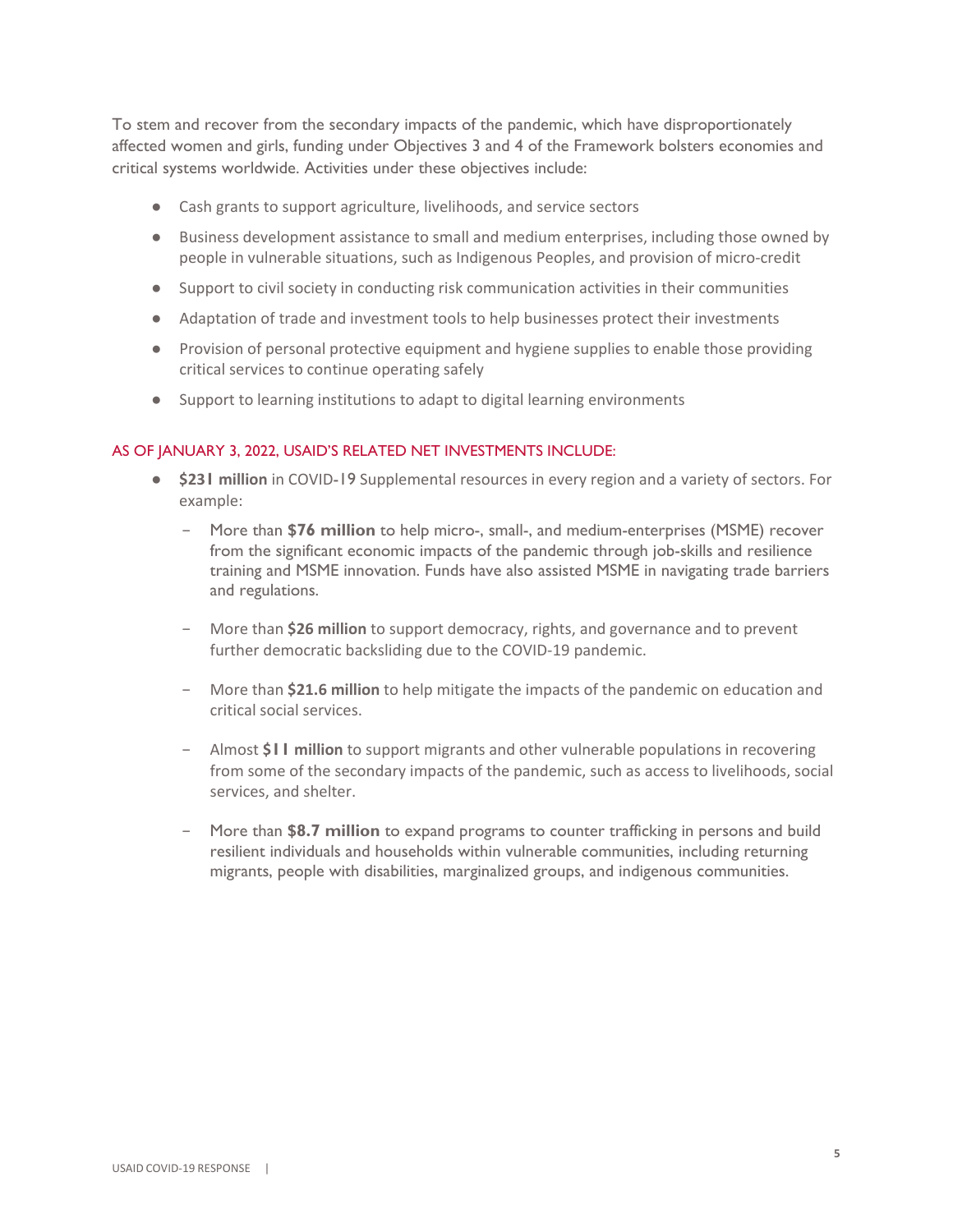To stem and recover from the secondary impacts of the pandemic, which have disproportionately affected women and girls, funding under Objectives 3 and 4 of the Framework bolsters economies and critical systems worldwide. Activities under these objectives include:

- Cash grants to support agriculture, livelihoods, and service sectors
- Business development assistance to small and medium enterprises, including those owned by people in vulnerable situations, such as Indigenous Peoples, and provision of micro-credit
- Support to civil society in conducting risk communication activities in their communities
- Adaptation of trade and investment tools to help businesses protect their investments
- Provision of personal protective equipment and hygiene supplies to enable those providing critical services to continue operating safely
- Support to learning institutions to adapt to digital learning environments

## AS OF JANUARY 3, 2022, USAID'S RELATED NET INVESTMENTS INCLUDE:

- **$231 million** in COVID-19 Supplemental resources in every region and a variety of sectors. For example:
  - More than **$76 million** to help micro-, small-, and medium-enterprises (MSME) recover from the significant economic impacts of the pandemic through job-skills and resilience training and MSME innovation. Funds have also assisted MSME in navigating trade barriers and regulations.
  - More than **$26 million** to support democracy, rights, and governance and to prevent further democratic backsliding due to the COVID-19 pandemic.
  - More than **$21.6 million** to help mitigate the impacts of the pandemic on education and critical social services.
  - Almost **$11 million** to support migrants and other vulnerable populations in recovering from some of the secondary impacts of the pandemic, such as access to livelihoods, social services, and shelter.
  - More than **$8.7 million** to expand programs to counter trafficking in persons and build resilient individuals and households within vulnerable communities, including returning migrants, people with disabilities, marginalized groups, and indigenous communities.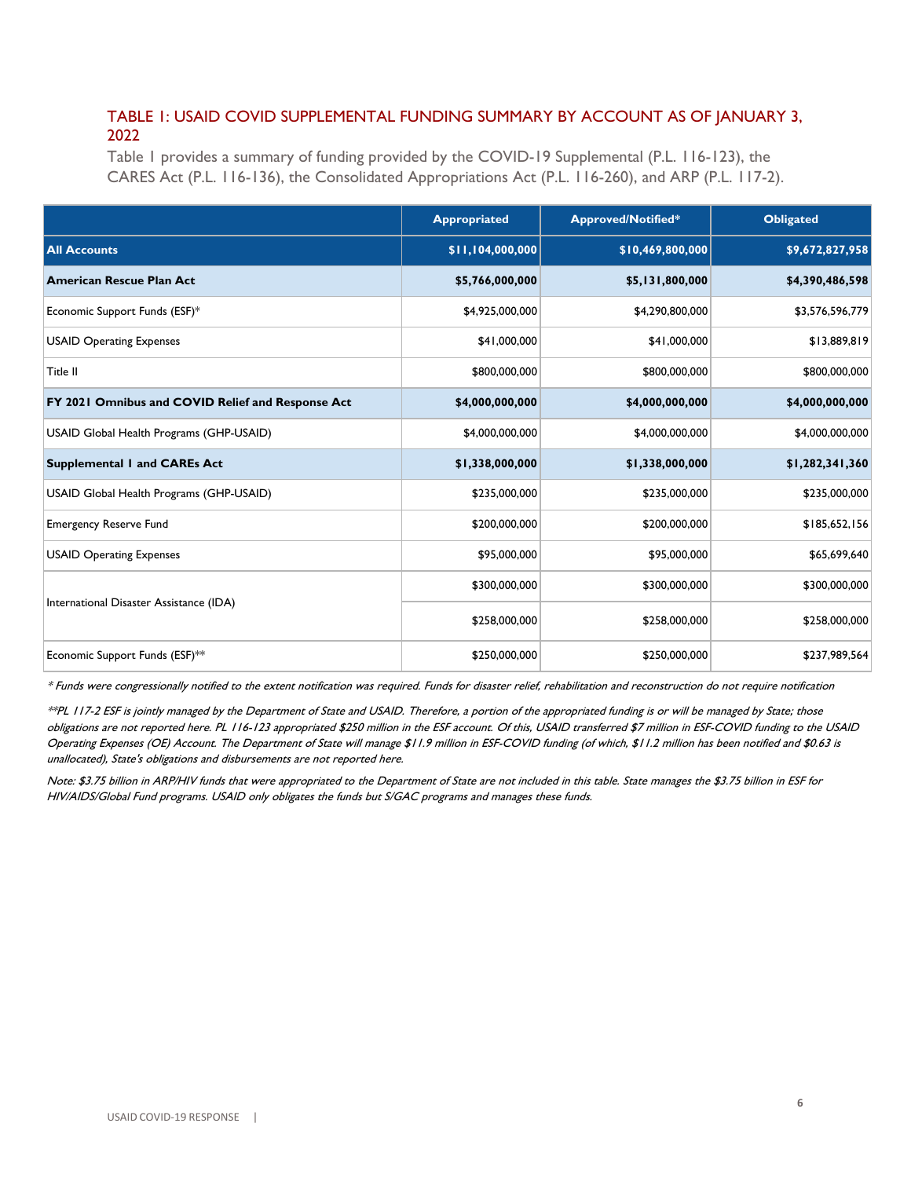### TABLE 1: USAID COVID SUPPLEMENTAL FUNDING SUMMARY BY ACCOUNT AS OF JANUARY 3, 2022

Table 1 provides a summary of funding provided by the COVID-19 Supplemental (P.L. 116-123), the CARES Act (P.L. 116-136), the Consolidated Appropriations Act (P.L. 116-260), and ARP (P.L. 117-2).

| | Appropriated | Approved/Notified* | Obligated |
|---|---|---|---|
| **All Accounts** | **$11,104,000,000** | **$10,469,800,000** | **$9,672,827,958** |
| **American Rescue Plan Act** | **$5,766,000,000** | **$5,131,800,000** | **$4,390,486,598** |
| Economic Support Funds (ESF)* | $4,925,000,000 | $4,290,800,000 | $3,576,596,779 |
| USAID Operating Expenses | $41,000,000 | $41,000,000 | $13,889,819 |
| Title II | $800,000,000 | $800,000,000 | $800,000,000 |
| **FY 2021 Omnibus and COVID Relief and Response Act** | **$4,000,000,000** | **$4,000,000,000** | **$4,000,000,000** |
| USAID Global Health Programs (GHP-USAID) | $4,000,000,000 | $4,000,000,000 | $4,000,000,000 |
| **Supplemental I and CAREs Act** | **$1,338,000,000** | **$1,338,000,000** | **$1,282,341,360** |
| USAID Global Health Programs (GHP-USAID) | $235,000,000 | $235,000,000 | $235,000,000 |
| Emergency Reserve Fund | $200,000,000 | $200,000,000 | $185,652,156 |
| USAID Operating Expenses | $95,000,000 | $95,000,000 | $65,699,640 |
| International Disaster Assistance (IDA) | $300,000,000 | $300,000,000 | $300,000,000 |
| | $258,000,000 | $258,000,000 | $258,000,000 |
| Economic Support Funds (ESF)** | $250,000,000 | $250,000,000 | $237,989,564 |

*\* Funds were congressionally notified to the extent notification was required. Funds for disaster relief, rehabilitation and reconstruction do not require notification*

*\*\*PL 117-2 ESF is jointly managed by the Department of State and USAID. Therefore, a portion of the appropriated funding is or will be managed by State; those obligations are not reported here. PL 116-123 appropriated $250 million in the ESF account. Of this, USAID transferred $7 million in ESF-COVID funding to the USAID Operating Expenses (OE) Account. The Department of State will manage $11.9 million in ESF-COVID funding (of which, $11.2 million has been notified and $0.63 is unallocated), State's obligations and disbursements are not reported here.*

*Note: $3.75 billion in ARP/HIV funds that were appropriated to the Department of State are not included in this table. State manages the $3.75 billion in ESF for HIV/AIDS/Global Fund programs. USAID only obligates the funds but S/GAC programs and manages these funds.*